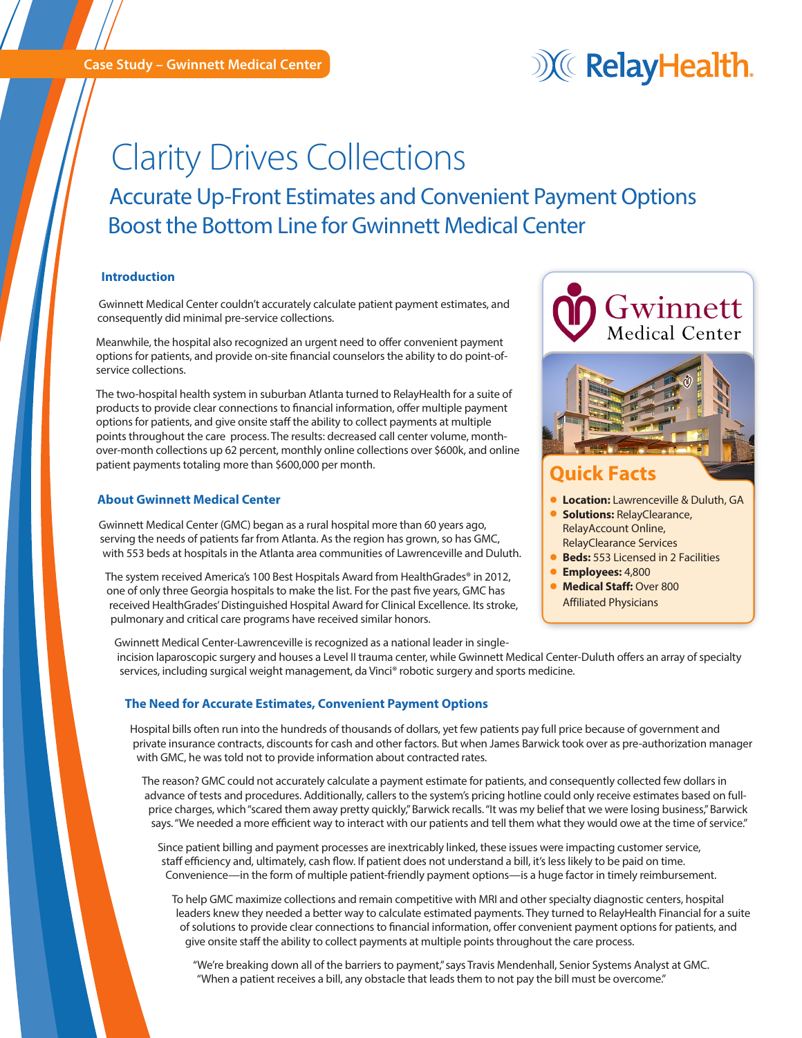Case Study – Gwinnett Medical Center

RelayHealth.

# Clarity Drives Collections

## Accurate Up-Front Estimates and Convenient Payment Options Boost the Bottom Line for Gwinnett Medical Center

### Introduction

Gwinnett Medical Center couldn't accurately calculate patient payment estimates, and consequently did minimal pre-service collections.

Meanwhile, the hospital also recognized an urgent need to offer convenient payment options for patients, and provide on-site financial counselors the ability to do point-of-service collections.

The two-hospital health system in suburban Atlanta turned to RelayHealth for a suite of products to provide clear connections to financial information, offer multiple payment options for patients, and give onsite staff the ability to collect payments at multiple points throughout the care process. The results: decreased call center volume, month-over-month collections up 62 percent, monthly online collections over $600k, and online patient payments totaling more than $600,000 per month.

### About Gwinnett Medical Center

Gwinnett Medical Center (GMC) began as a rural hospital more than 60 years ago, serving the needs of patients far from Atlanta. As the region has grown, so has GMC, with 553 beds at hospitals in the Atlanta area communities of Lawrenceville and Duluth.

The system received America's 100 Best Hospitals Award from HealthGrades® in 2012, one of only three Georgia hospitals to make the list. For the past five years, GMC has received HealthGrades' Distinguished Hospital Award for Clinical Excellence. Its stroke, pulmonary and critical care programs have received similar honors.

Gwinnett Medical Center-Lawrenceville is recognized as a national leader in single-incision laparoscopic surgery and houses a Level II trauma center, while Gwinnett Medical Center-Duluth offers an array of specialty services, including surgical weight management, da Vinci® robotic surgery and sports medicine.

**Gwinnett Medical Center**

### Quick Facts

- **Location:** Lawrenceville & Duluth, GA
- **Solutions:** RelayClearance, RelayAccount Online, RelayClearance Services
- **Beds:** 553 Licensed in 2 Facilities
- **Employees:** 4,800
- **Medical Staff:** Over 800 Affiliated Physicians

### The Need for Accurate Estimates, Convenient Payment Options

Hospital bills often run into the hundreds of thousands of dollars, yet few patients pay full price because of government and private insurance contracts, discounts for cash and other factors. But when James Barwick took over as pre-authorization manager with GMC, he was told not to provide information about contracted rates.

The reason? GMC could not accurately calculate a payment estimate for patients, and consequently collected few dollars in advance of tests and procedures. Additionally, callers to the system's pricing hotline could only receive estimates based on full-price charges, which "scared them away pretty quickly," Barwick recalls. "It was my belief that we were losing business," Barwick says. "We needed a more efficient way to interact with our patients and tell them what they would owe at the time of service."

Since patient billing and payment processes are inextricably linked, these issues were impacting customer service, staff efficiency and, ultimately, cash flow. If patient does not understand a bill, it's less likely to be paid on time. Convenience—in the form of multiple patient-friendly payment options—is a huge factor in timely reimbursement.

To help GMC maximize collections and remain competitive with MRI and other specialty diagnostic centers, hospital leaders knew they needed a better way to calculate estimated payments. They turned to RelayHealth Financial for a suite of solutions to provide clear connections to financial information, offer convenient payment options for patients, and give onsite staff the ability to collect payments at multiple points throughout the care process.

"We're breaking down all of the barriers to payment," says Travis Mendenhall, Senior Systems Analyst at GMC. "When a patient receives a bill, any obstacle that leads them to not pay the bill must be overcome."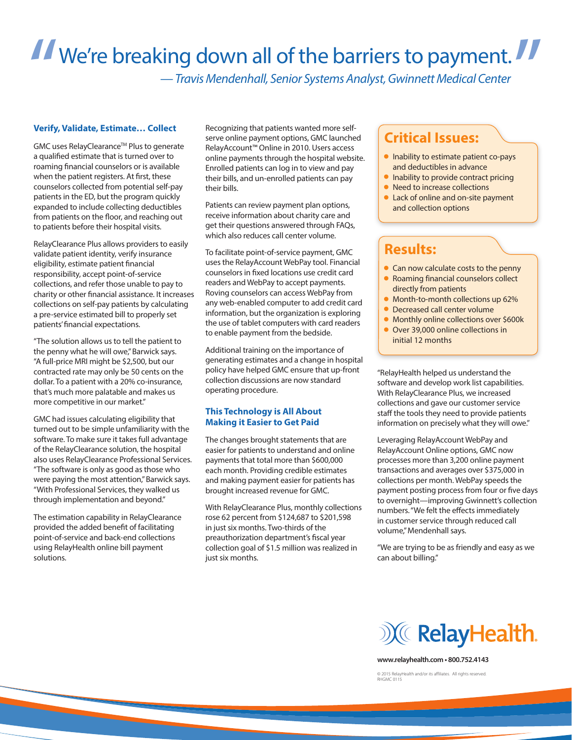# "We're breaking down all of the barriers to payment."

*— Travis Mendenhall, Senior Systems Analyst, Gwinnett Medical Center*

### Verify, Validate, Estimate… Collect

GMC uses RelayClearance™ Plus to generate a qualified estimate that is turned over to roaming financial counselors or is available when the patient registers. At first, these counselors collected from potential self-pay patients in the ED, but the program quickly expanded to include collecting deductibles from patients on the floor, and reaching out to patients before their hospital visits.

RelayClearance Plus allows providers to easily validate patient identity, verify insurance eligibility, estimate patient financial responsibility, accept point-of-service collections, and refer those unable to pay to charity or other financial assistance. It increases collections on self-pay patients by calculating a pre-service estimated bill to properly set patients' financial expectations.

"The solution allows us to tell the patient to the penny what he will owe," Barwick says. "A full-price MRI might be $2,500, but our contracted rate may only be 50 cents on the dollar. To a patient with a 20% co-insurance, that's much more palatable and makes us more competitive in our market."

GMC had issues calculating eligibility that turned out to be simple unfamiliarity with the software. To make sure it takes full advantage of the RelayClearance solution, the hospital also uses RelayClearance Professional Services. "The software is only as good as those who were paying the most attention," Barwick says. "With Professional Services, they walked us through implementation and beyond."

The estimation capability in RelayClearance provided the added benefit of facilitating point-of-service and back-end collections using RelayHealth online bill payment solutions.

Recognizing that patients wanted more self-serve online payment options, GMC launched RelayAccount™ Online in 2010. Users access online payments through the hospital website. Enrolled patients can log in to view and pay their bills, and un-enrolled patients can pay their bills.

Patients can review payment plan options, receive information about charity care and get their questions answered through FAQs, which also reduces call center volume.

To facilitate point-of-service payment, GMC uses the RelayAccount WebPay tool. Financial counselors in fixed locations use credit card readers and WebPay to accept payments. Roving counselors can access WebPay from any web-enabled computer to add credit card information, but the organization is exploring the use of tablet computers with card readers to enable payment from the bedside.

Additional training on the importance of generating estimates and a change in hospital policy have helped GMC ensure that up-front collection discussions are now standard operating procedure.

### This Technology is All About Making it Easier to Get Paid

The changes brought statements that are easier for patients to understand and online payments that total more than $600,000 each month. Providing credible estimates and making payment easier for patients has brought increased revenue for GMC.

With RelayClearance Plus, monthly collections rose 62 percent from $124,687 to $201,598 in just six months. Two-thirds of the preauthorization department's fiscal year collection goal of $1.5 million was realized in just six months.

## Critical Issues:

- Inability to estimate patient co-pays and deductibles in advance
- Inability to provide contract pricing
- Need to increase collections
- Lack of online and on-site payment and collection options

## Results:

- Can now calculate costs to the penny
- Roaming financial counselors collect directly from patients
- Month-to-month collections up 62%
- Decreased call center volume
- Monthly online collections over $600k
- Over 39,000 online collections in initial 12 months

"RelayHealth helped us understand the software and develop work list capabilities. With RelayClearance Plus, we increased collections and gave our customer service staff the tools they need to provide patients information on precisely what they will owe."

Leveraging RelayAccount WebPay and RelayAccount Online options, GMC now processes more than 3,200 online payment transactions and averages over $375,000 in collections per month. WebPay speeds the payment posting process from four or five days to overnight—improving Gwinnett's collection numbers. "We felt the effects immediately in customer service through reduced call volume," Mendenhall says.

"We are trying to be as friendly and easy as we can about billing."

RelayHealth

**www.relayhealth.com • 800.752.4143**

© 2015 RelayHealth and/or its affiliates. All rights reserved.
RHGMC 0115